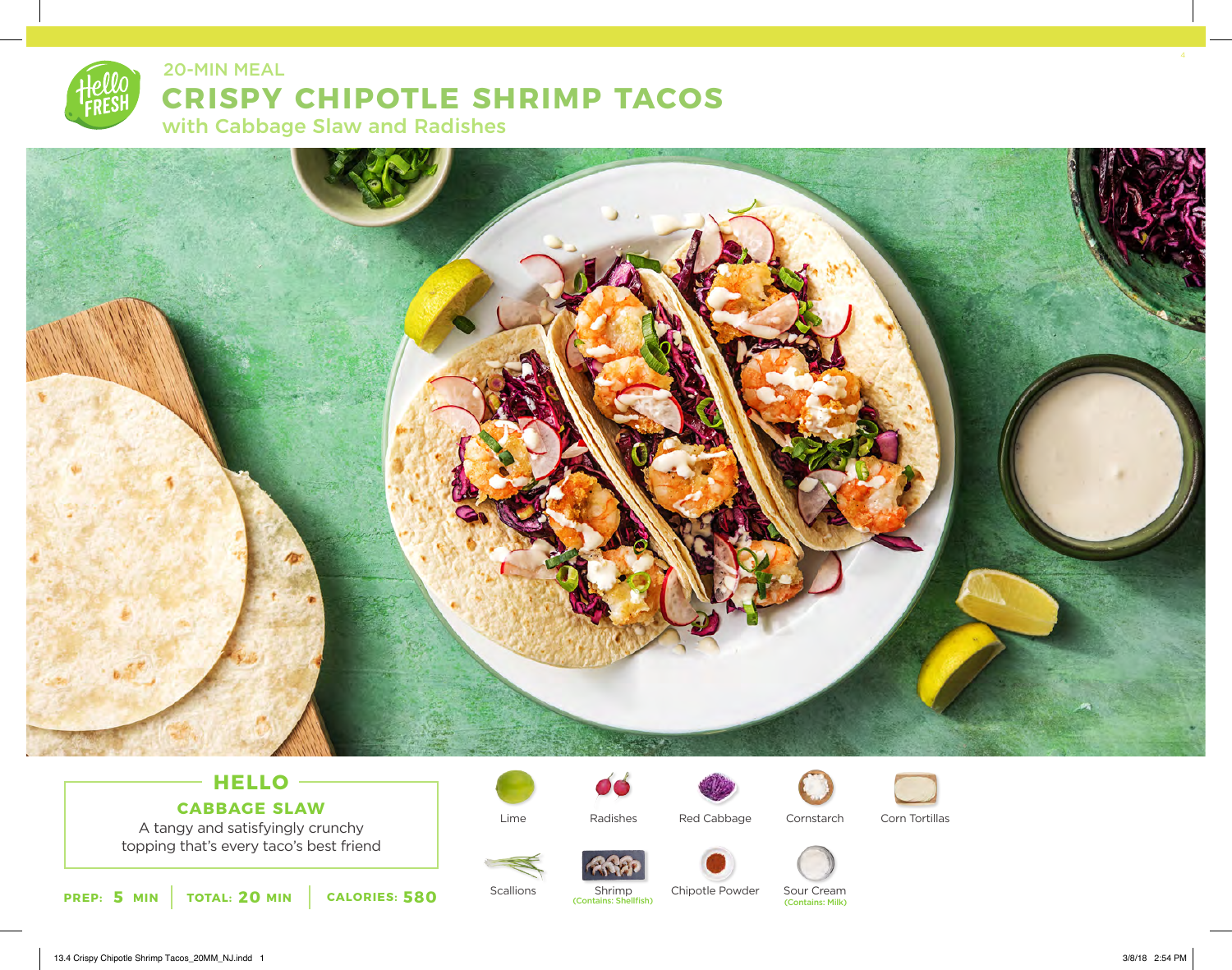20-MIN MEAL

# CRISPY CHIPOTLE SHRIMP TACOS

## with Cabbage Slaw and Radishes

### HELLO

**CABBAGE SLAW**

A tangy and satisfyingly crunchy topping that's every taco's best friend

**PREP: 5 MIN** | **TOTAL: 20 MIN** | **CALORIES: 580**

- Lime
- Radishes
- Red Cabbage
- Cornstarch
- Corn Tortillas
- Scallions
- Shrimp (Contains: Shellfish)
- Chipotle Powder
- Sour Cream (Contains: Milk)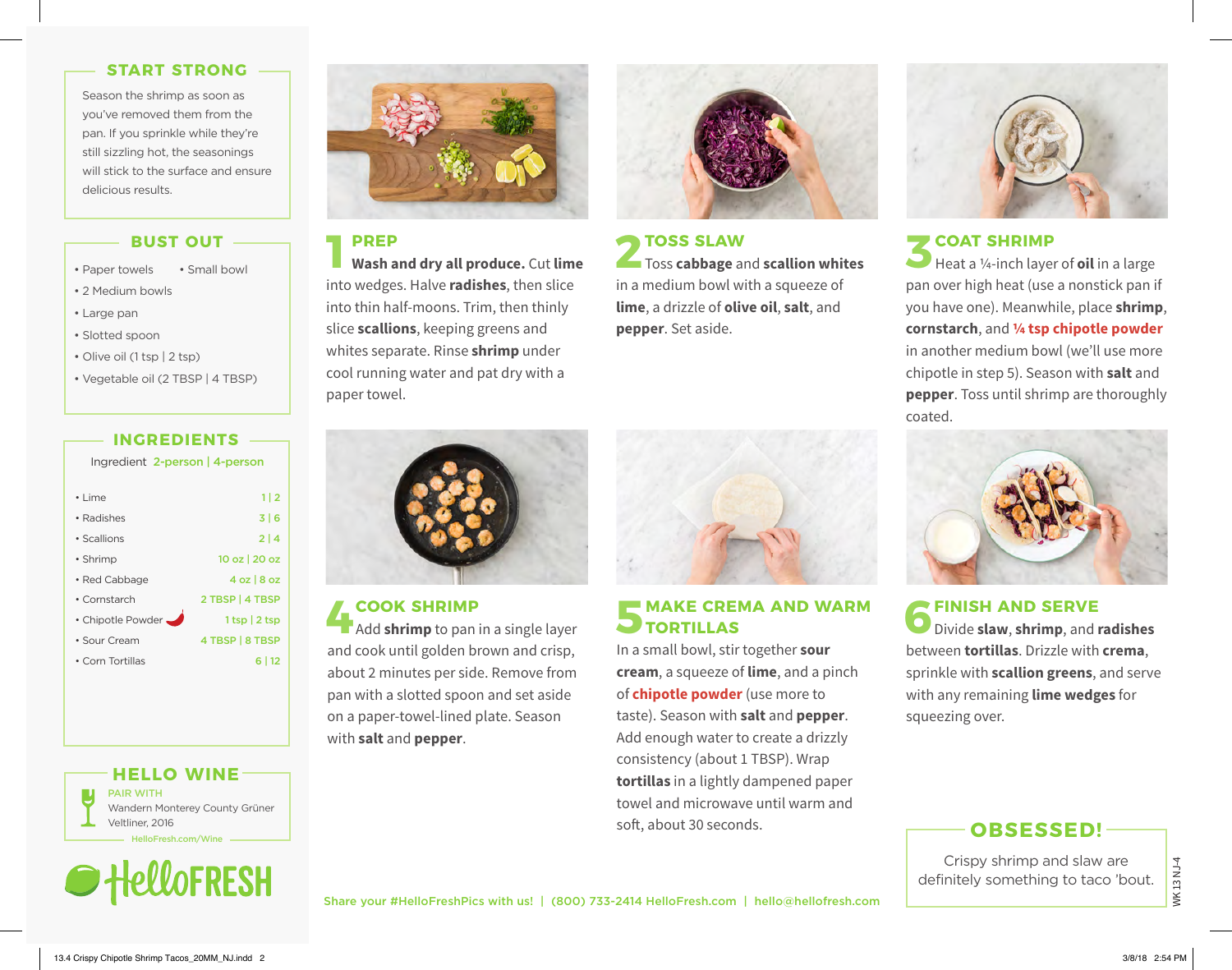## START STRONG

Season the shrimp as soon as you've removed them from the pan. If you sprinkle while they're still sizzling hot, the seasonings will stick to the surface and ensure delicious results.

## BUST OUT

- Paper towels
- Small bowl
- 2 Medium bowls
- Large pan
- Slotted spoon
- Olive oil (1 tsp | 2 tsp)
- Vegetable oil (2 TBSP | 4 TBSP)

## INGREDIENTS

| Ingredient | 2-person \| 4-person |
|---|---|
| Lime | 1 \| 2 |
| Radishes | 3 \| 6 |
| Scallions | 2 \| 4 |
| Shrimp | 10 oz \| 20 oz |
| Red Cabbage | 4 oz \| 8 oz |
| Cornstarch | 2 TBSP \| 4 TBSP |
| Chipotle Powder | 1 tsp \| 2 tsp |
| Sour Cream | 4 TBSP \| 8 TBSP |
| Corn Tortillas | 6 \| 12 |

## HELLO WINE

PAIR WITH
Wandern Monterey County Grüner Veltliner, 2016

HelloFresh.com/Wine

HelloFRESH

### 1 PREP

**Wash and dry all produce.** Cut **lime** into wedges. Halve **radishes**, then slice into thin half-moons. Trim, then thinly slice **scallions**, keeping greens and whites separate. Rinse **shrimp** under cool running water and pat dry with a paper towel.

### 2 TOSS SLAW

Toss **cabbage** and **scallion whites** in a medium bowl with a squeeze of **lime**, a drizzle of **olive oil**, **salt**, and **pepper**. Set aside.

### 3 COAT SHRIMP

Heat a ¼-inch layer of **oil** in a large pan over high heat (use a nonstick pan if you have one). Meanwhile, place **shrimp**, **cornstarch**, and **¼ tsp chipotle powder** in another medium bowl (we'll use more chipotle in step 5). Season with **salt** and **pepper**. Toss until shrimp are thoroughly coated.

### 4 COOK SHRIMP

Add **shrimp** to pan in a single layer and cook until golden brown and crisp, about 2 minutes per side. Remove from pan with a slotted spoon and set aside on a paper-towel-lined plate. Season with **salt** and **pepper**.

### 5 MAKE CREMA AND WARM TORTILLAS

In a small bowl, stir together **sour cream**, a squeeze of **lime**, and a pinch of **chipotle powder** (use more to taste). Season with **salt** and **pepper**. Add enough water to create a drizzly consistency (about 1 TBSP). Wrap **tortillas** in a lightly dampened paper towel and microwave until warm and soft, about 30 seconds.

### 6 FINISH AND SERVE

Divide **slaw**, **shrimp**, and **radishes** between **tortillas**. Drizzle with **crema**, sprinkle with **scallion greens**, and serve with any remaining **lime wedges** for squeezing over.

## OBSESSED!

Crispy shrimp and slaw are definitely something to taco 'bout.

WK 13 NJ-4

Share your #HelloFreshPics with us! | (800) 733-2414 HelloFresh.com | hello@hellofresh.com